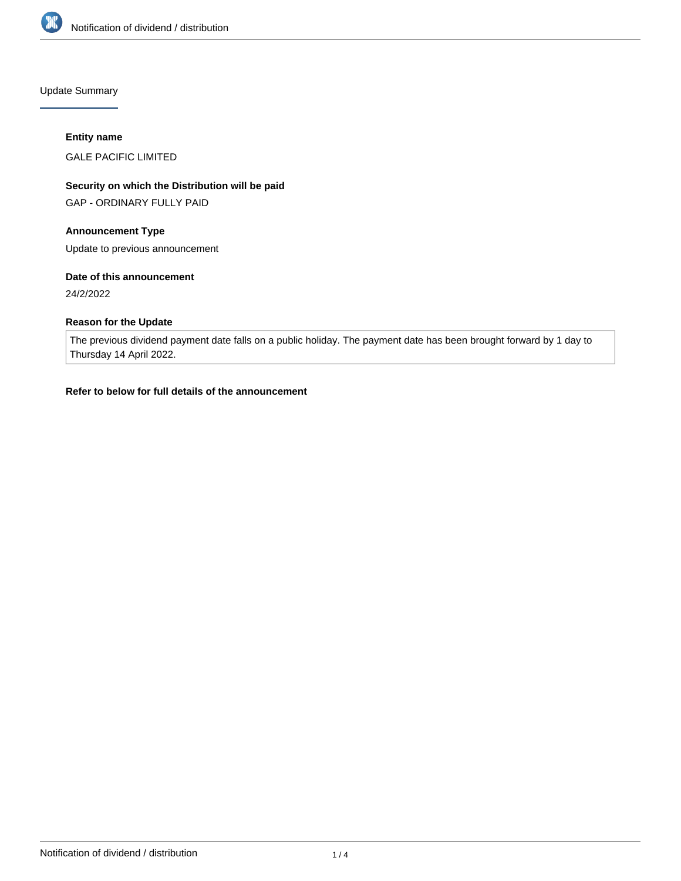## Update Summary

### Entity name

GALE PACIFIC LIMITED

### Security on which the Distribution will be paid

GAP - ORDINARY FULLY PAID

### Announcement Type

Update to previous announcement

### Date of this announcement

24/2/2022

### Reason for the Update

The previous dividend payment date falls on a public holiday. The payment date has been brought forward by 1 day to Thursday 14 April 2022.

**Refer to below for full details of the announcement**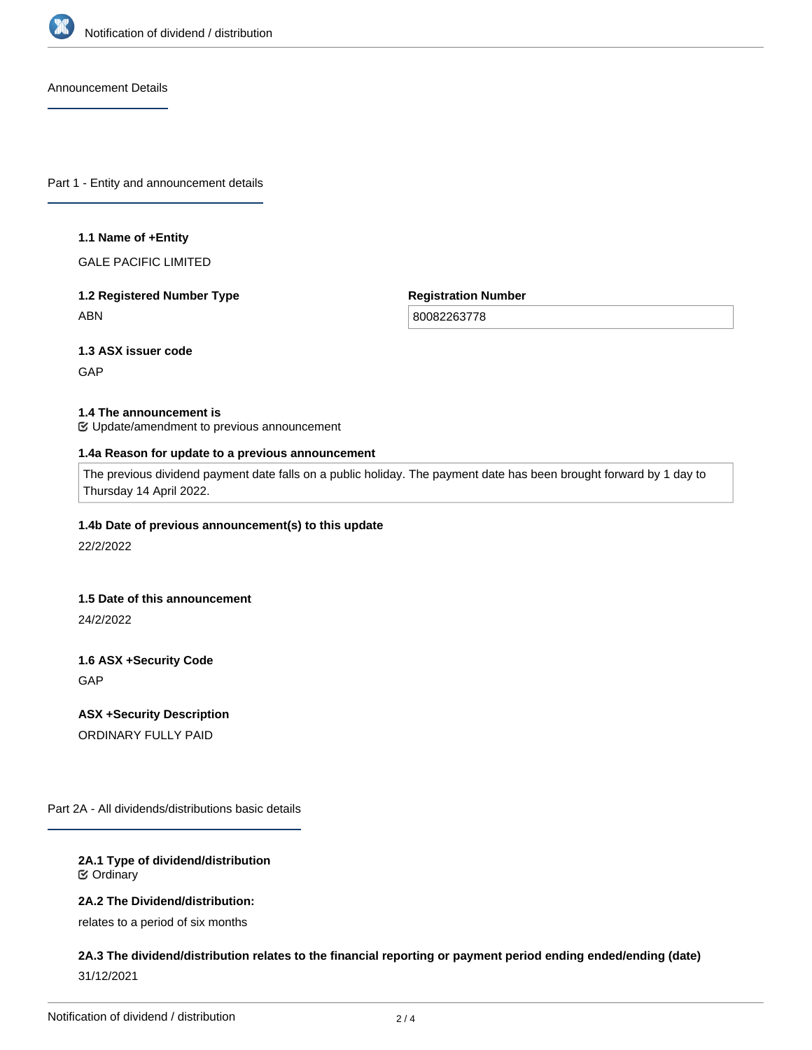## Announcement Details

## Part 1 - Entity and announcement details

**1.1 Name of +Entity**

GALE PACIFIC LIMITED

**1.2 Registered Number Type**

ABN

**Registration Number**

80082263778

**1.3 ASX issuer code**

GAP

**1.4 The announcement is**

Update/amendment to previous announcement

**1.4a Reason for update to a previous announcement**

The previous dividend payment date falls on a public holiday. The payment date has been brought forward by 1 day to Thursday 14 April 2022.

**1.4b Date of previous announcement(s) to this update**

22/2/2022

**1.5 Date of this announcement**

24/2/2022

**1.6 ASX +Security Code**

GAP

**ASX +Security Description**

ORDINARY FULLY PAID

## Part 2A - All dividends/distributions basic details

**2A.1 Type of dividend/distribution**

Ordinary

**2A.2 The Dividend/distribution:**

relates to a period of six months

**2A.3 The dividend/distribution relates to the financial reporting or payment period ending ended/ending (date)**

31/12/2021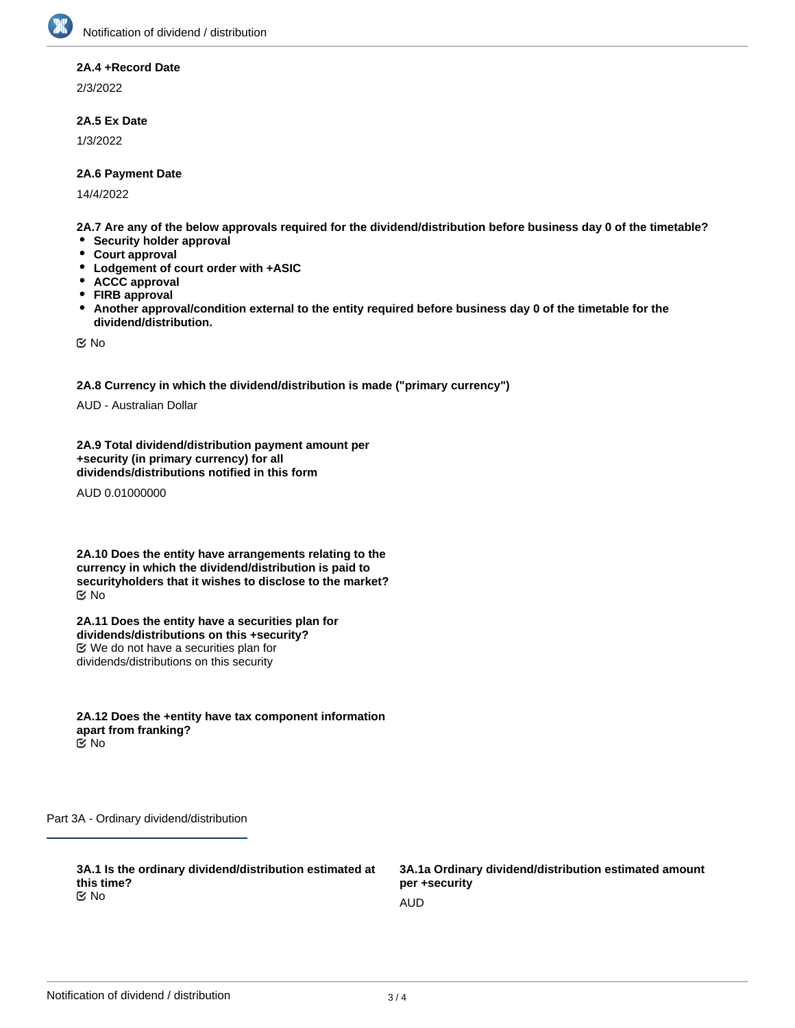**2A.4 +Record Date**

2/3/2022

**2A.5 Ex Date**

1/3/2022

**2A.6 Payment Date**

14/4/2022

**2A.7 Are any of the below approvals required for the dividend/distribution before business day 0 of the timetable?**

- **Security holder approval**
- **Court approval**
- **Lodgement of court order with +ASIC**
- **ACCC approval**
- **FIRB approval**
- **Another approval/condition external to the entity required before business day 0 of the timetable for the dividend/distribution.**

☑ No

**2A.8 Currency in which the dividend/distribution is made ("primary currency")**

AUD - Australian Dollar

**2A.9 Total dividend/distribution payment amount per +security (in primary currency) for all dividends/distributions notified in this form**

AUD 0.01000000

**2A.10 Does the entity have arrangements relating to the currency in which the dividend/distribution is paid to securityholders that it wishes to disclose to the market?**

☑ No

**2A.11 Does the entity have a securities plan for dividends/distributions on this +security?**

☑ We do not have a securities plan for dividends/distributions on this security

**2A.12 Does the +entity have tax component information apart from franking?**

☑ No

## Part 3A - Ordinary dividend/distribution

**3A.1 Is the ordinary dividend/distribution estimated at this time?**

☑ No

**3A.1a Ordinary dividend/distribution estimated amount per +security**

AUD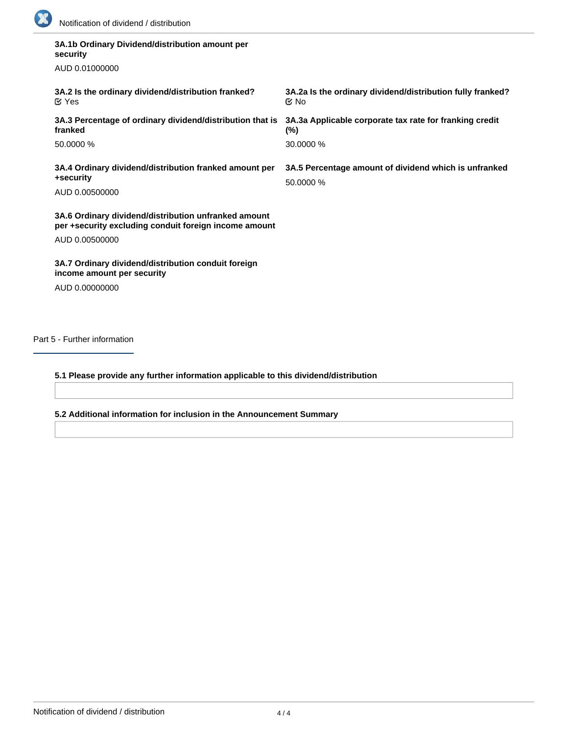**3A.1b Ordinary Dividend/distribution amount per security**

AUD 0.01000000

**3A.2 Is the ordinary dividend/distribution franked?**

Yes

**3A.2a Is the ordinary dividend/distribution fully franked?**

No

**3A.3 Percentage of ordinary dividend/distribution that is franked**

50.0000 %

**3A.3a Applicable corporate tax rate for franking credit (%)**

30.0000 %

**3A.4 Ordinary dividend/distribution franked amount per +security**

AUD 0.00500000

**3A.5 Percentage amount of dividend which is unfranked**

50.0000 %

**3A.6 Ordinary dividend/distribution unfranked amount per +security excluding conduit foreign income amount**

AUD 0.00500000

**3A.7 Ordinary dividend/distribution conduit foreign income amount per security**

AUD 0.00000000

## Part 5 - Further information

**5.1 Please provide any further information applicable to this dividend/distribution**

**5.2 Additional information for inclusion in the Announcement Summary**